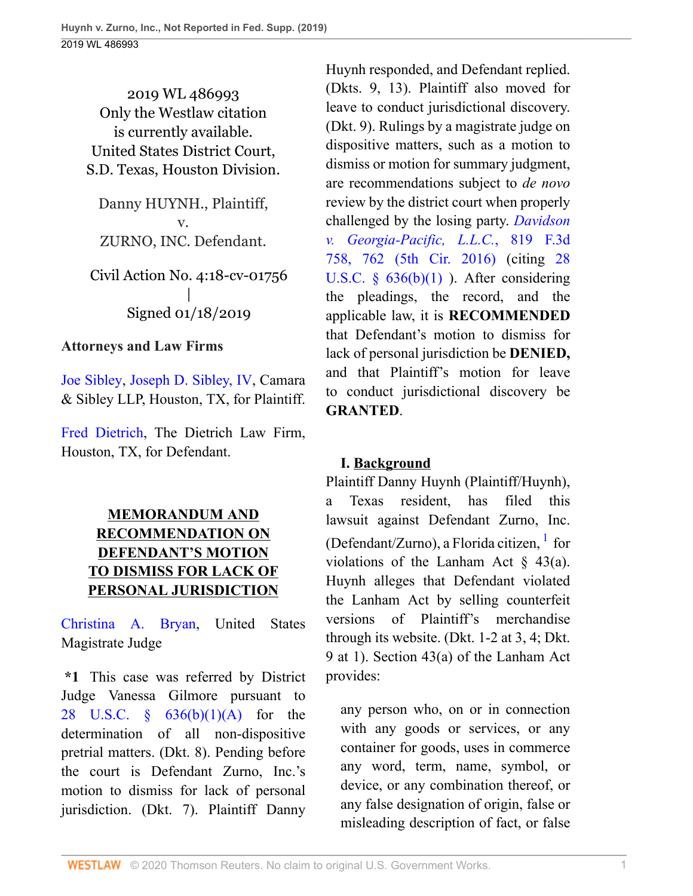2019 WL 486993
Only the Westlaw citation is currently available.
United States District Court, S.D. Texas, Houston Division.

Danny HUYNH., Plaintiff,
v.
ZURNO, INC. Defendant.

Civil Action No. 4:18-cv-01756
|
Signed 01/18/2019

**Attorneys and Law Firms**

Joe Sibley, Joseph D. Sibley, IV, Camara & Sibley LLP, Houston, TX, for Plaintiff.

Fred Dietrich, The Dietrich Law Firm, Houston, TX, for Defendant.

# MEMORANDUM AND RECOMMENDATION ON DEFENDANT'S MOTION TO DISMISS FOR LACK OF PERSONAL JURISDICTION

Christina A. Bryan, United States Magistrate Judge

**\*1** This case was referred by District Judge Vanessa Gilmore pursuant to 28 U.S.C. § 636(b)(1)(A) for the determination of all non-dispositive pretrial matters. (Dkt. 8). Pending before the court is Defendant Zurno, Inc.'s motion to dismiss for lack of personal jurisdiction. (Dkt. 7). Plaintiff Danny Huynh responded, and Defendant replied. (Dkts. 9, 13). Plaintiff also moved for leave to conduct jurisdictional discovery. (Dkt. 9). Rulings by a magistrate judge on dispositive matters, such as a motion to dismiss or motion for summary judgment, are recommendations subject to *de novo* review by the district court when properly challenged by the losing party. *Davidson v. Georgia-Pacific, L.L.C.*, 819 F.3d 758, 762 (5th Cir. 2016) (citing 28 U.S.C. § 636(b)(1) ). After considering the pleadings, the record, and the applicable law, it is **RECOMMENDED** that Defendant's motion to dismiss for lack of personal jurisdiction be **DENIED,** and that Plaintiff's motion for leave to conduct jurisdictional discovery be **GRANTED**.

## I. Background

Plaintiff Danny Huynh (Plaintiff/Huynh), a Texas resident, has filed this lawsuit against Defendant Zurno, Inc. (Defendant/Zurno), a Florida citizen, [1] for violations of the Lanham Act § 43(a). Huynh alleges that Defendant violated the Lanham Act by selling counterfeit versions of Plaintiff's merchandise through its website. (Dkt. 1-2 at 3, 4; Dkt. 9 at 1). Section 43(a) of the Lanham Act provides:

> any person who, on or in connection with any goods or services, or any container for goods, uses in commerce any word, term, name, symbol, or device, or any combination thereof, or any false designation of origin, false or misleading description of fact, or false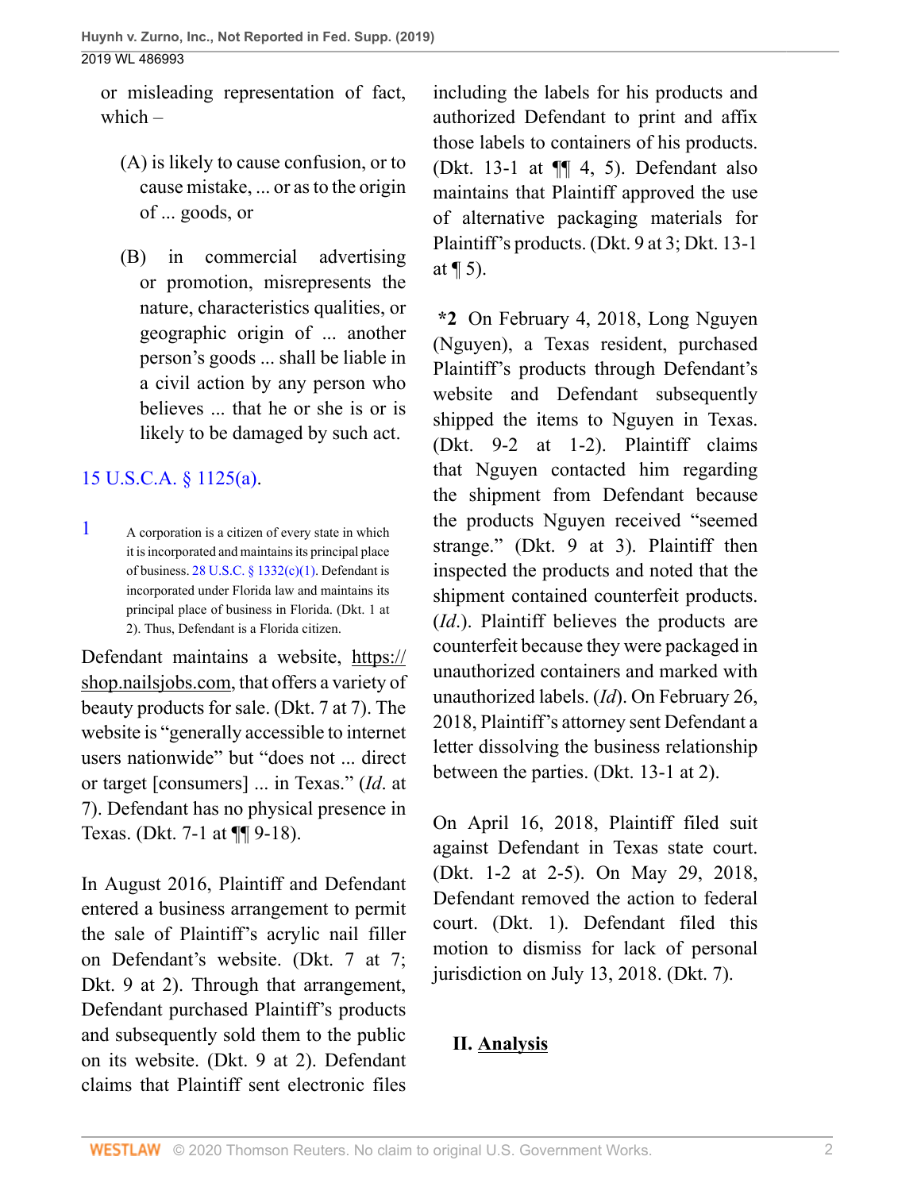or misleading representation of fact, which –

> (A) is likely to cause confusion, or to cause mistake, ... or as to the origin of ... goods, or
>
> (B) in commercial advertising or promotion, misrepresents the nature, characteristics qualities, or geographic origin of ... another person's goods ... shall be liable in a civil action by any person who believes ... that he or she is or is likely to be damaged by such act.

15 U.S.C.A. § 1125(a).

1 A corporation is a citizen of every state in which it is incorporated and maintains its principal place of business. 28 U.S.C. § 1332(c)(1). Defendant is incorporated under Florida law and maintains its principal place of business in Florida. (Dkt. 1 at 2). Thus, Defendant is a Florida citizen.

Defendant maintains a website, https://shop.nailsjobs.com, that offers a variety of beauty products for sale. (Dkt. 7 at 7). The website is "generally accessible to internet users nationwide" but "does not ... direct or target [consumers] ... in Texas." (*Id*. at 7). Defendant has no physical presence in Texas. (Dkt. 7-1 at ¶¶ 9-18).

In August 2016, Plaintiff and Defendant entered a business arrangement to permit the sale of Plaintiff's acrylic nail filler on Defendant's website. (Dkt. 7 at 7; Dkt. 9 at 2). Through that arrangement, Defendant purchased Plaintiff's products and subsequently sold them to the public on its website. (Dkt. 9 at 2). Defendant claims that Plaintiff sent electronic files including the labels for his products and authorized Defendant to print and affix those labels to containers of his products. (Dkt. 13-1 at ¶¶ 4, 5). Defendant also maintains that Plaintiff approved the use of alternative packaging materials for Plaintiff's products. (Dkt. 9 at 3; Dkt. 13-1 at ¶ 5).

**\*2** On February 4, 2018, Long Nguyen (Nguyen), a Texas resident, purchased Plaintiff's products through Defendant's website and Defendant subsequently shipped the items to Nguyen in Texas. (Dkt. 9-2 at 1-2). Plaintiff claims that Nguyen contacted him regarding the shipment from Defendant because the products Nguyen received "seemed strange." (Dkt. 9 at 3). Plaintiff then inspected the products and noted that the shipment contained counterfeit products. (*Id*.). Plaintiff believes the products are counterfeit because they were packaged in unauthorized containers and marked with unauthorized labels. (*Id*). On February 26, 2018, Plaintiff's attorney sent Defendant a letter dissolving the business relationship between the parties. (Dkt. 13-1 at 2).

On April 16, 2018, Plaintiff filed suit against Defendant in Texas state court. (Dkt. 1-2 at 2-5). On May 29, 2018, Defendant removed the action to federal court. (Dkt. 1). Defendant filed this motion to dismiss for lack of personal jurisdiction on July 13, 2018. (Dkt. 7).

## II. Analysis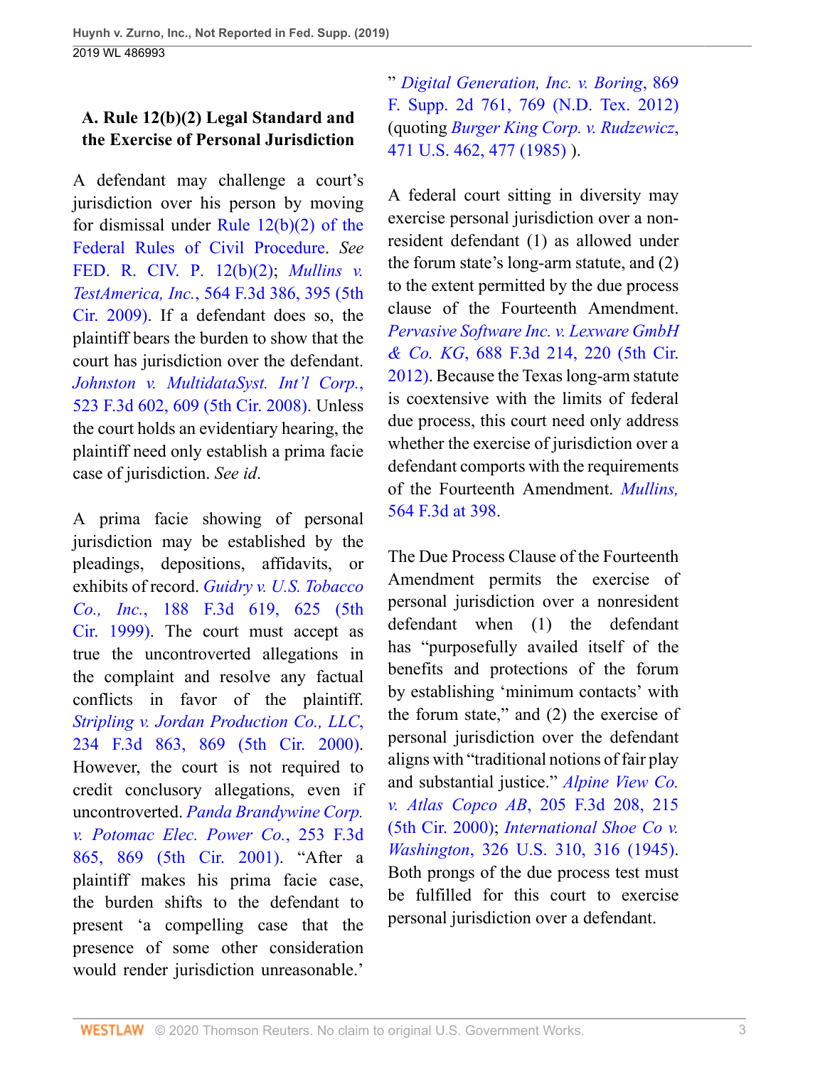### A. Rule 12(b)(2) Legal Standard and the Exercise of Personal Jurisdiction

A defendant may challenge a court's jurisdiction over his person by moving for dismissal under Rule 12(b)(2) of the Federal Rules of Civil Procedure. *See* FED. R. CIV. P. 12(b)(2); *Mullins v. TestAmerica, Inc.*, 564 F.3d 386, 395 (5th Cir. 2009). If a defendant does so, the plaintiff bears the burden to show that the court has jurisdiction over the defendant. *Johnston v. MultidataSyst. Int'l Corp.*, 523 F.3d 602, 609 (5th Cir. 2008). Unless the court holds an evidentiary hearing, the plaintiff need only establish a prima facie case of jurisdiction. *See id*.

A prima facie showing of personal jurisdiction may be established by the pleadings, depositions, affidavits, or exhibits of record. *Guidry v. U.S. Tobacco Co., Inc.*, 188 F.3d 619, 625 (5th Cir. 1999). The court must accept as true the uncontroverted allegations in the complaint and resolve any factual conflicts in favor of the plaintiff. *Stripling v. Jordan Production Co., LLC*, 234 F.3d 863, 869 (5th Cir. 2000). However, the court is not required to credit conclusory allegations, even if uncontroverted. *Panda Brandywine Corp. v. Potomac Elec. Power Co.*, 253 F.3d 865, 869 (5th Cir. 2001). "After a plaintiff makes his prima facie case, the burden shifts to the defendant to present 'a compelling case that the presence of some other consideration would render jurisdiction unreasonable.' " *Digital Generation, Inc. v. Boring*, 869 F. Supp. 2d 761, 769 (N.D. Tex. 2012) (quoting *Burger King Corp. v. Rudzewicz*, 471 U.S. 462, 477 (1985) ).

A federal court sitting in diversity may exercise personal jurisdiction over a non-resident defendant (1) as allowed under the forum state's long-arm statute, and (2) to the extent permitted by the due process clause of the Fourteenth Amendment. *Pervasive Software Inc. v. Lexware GmbH & Co. KG*, 688 F.3d 214, 220 (5th Cir. 2012). Because the Texas long-arm statute is coextensive with the limits of federal due process, this court need only address whether the exercise of jurisdiction over a defendant comports with the requirements of the Fourteenth Amendment. *Mullins*, 564 F.3d at 398.

The Due Process Clause of the Fourteenth Amendment permits the exercise of personal jurisdiction over a nonresident defendant when (1) the defendant has "purposefully availed itself of the benefits and protections of the forum by establishing 'minimum contacts' with the forum state," and (2) the exercise of personal jurisdiction over the defendant aligns with "traditional notions of fair play and substantial justice." *Alpine View Co. v. Atlas Copco AB*, 205 F.3d 208, 215 (5th Cir. 2000); *International Shoe Co v. Washington*, 326 U.S. 310, 316 (1945). Both prongs of the due process test must be fulfilled for this court to exercise personal jurisdiction over a defendant.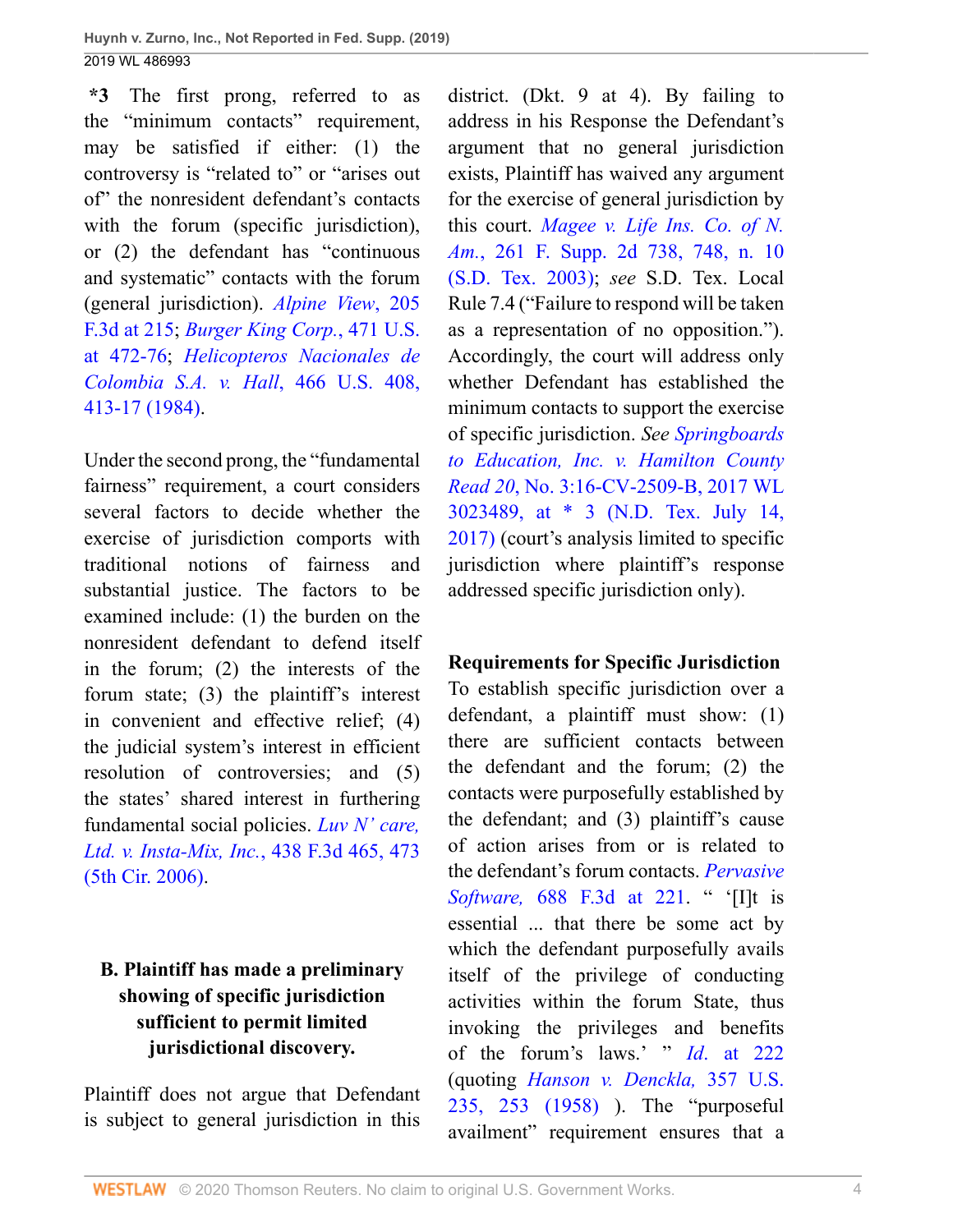**\*3** The first prong, referred to as the "minimum contacts" requirement, may be satisfied if either: (1) the controversy is "related to" or "arises out of" the nonresident defendant's contacts with the forum (specific jurisdiction), or (2) the defendant has "continuous and systematic" contacts with the forum (general jurisdiction). *Alpine View*, 205 F.3d at 215; *Burger King Corp.*, 471 U.S. at 472-76; *Helicopteros Nacionales de Colombia S.A. v. Hall*, 466 U.S. 408, 413-17 (1984).

Under the second prong, the "fundamental fairness" requirement, a court considers several factors to decide whether the exercise of jurisdiction comports with traditional notions of fairness and substantial justice. The factors to be examined include: (1) the burden on the nonresident defendant to defend itself in the forum; (2) the interests of the forum state; (3) the plaintiff's interest in convenient and effective relief; (4) the judicial system's interest in efficient resolution of controversies; and (5) the states' shared interest in furthering fundamental social policies. *Luv N' care, Ltd. v. Insta-Mix, Inc.*, 438 F.3d 465, 473 (5th Cir. 2006).

### B. Plaintiff has made a preliminary showing of specific jurisdiction sufficient to permit limited jurisdictional discovery.

Plaintiff does not argue that Defendant is subject to general jurisdiction in this district. (Dkt. 9 at 4). By failing to address in his Response the Defendant's argument that no general jurisdiction exists, Plaintiff has waived any argument for the exercise of general jurisdiction by this court. *Magee v. Life Ins. Co. of N. Am.*, 261 F. Supp. 2d 738, 748, n. 10 (S.D. Tex. 2003); *see* S.D. Tex. Local Rule 7.4 ("Failure to respond will be taken as a representation of no opposition."). Accordingly, the court will address only whether Defendant has established the minimum contacts to support the exercise of specific jurisdiction. *See Springboards to Education, Inc. v. Hamilton County Read 20*, No. 3:16-CV-2509-B, 2017 WL 3023489, at \* 3 (N.D. Tex. July 14, 2017) (court's analysis limited to specific jurisdiction where plaintiff's response addressed specific jurisdiction only).

**Requirements for Specific Jurisdiction**

To establish specific jurisdiction over a defendant, a plaintiff must show: (1) there are sufficient contacts between the defendant and the forum; (2) the contacts were purposefully established by the defendant; and (3) plaintiff's cause of action arises from or is related to the defendant's forum contacts. *Pervasive Software*, 688 F.3d at 221. " '[I]t is essential ... that there be some act by which the defendant purposefully avails itself of the privilege of conducting activities within the forum State, thus invoking the privileges and benefits of the forum's laws.' " *Id.* at 222 (quoting *Hanson v. Denckla*, 357 U.S. 235, 253 (1958) ). The "purposeful availment" requirement ensures that a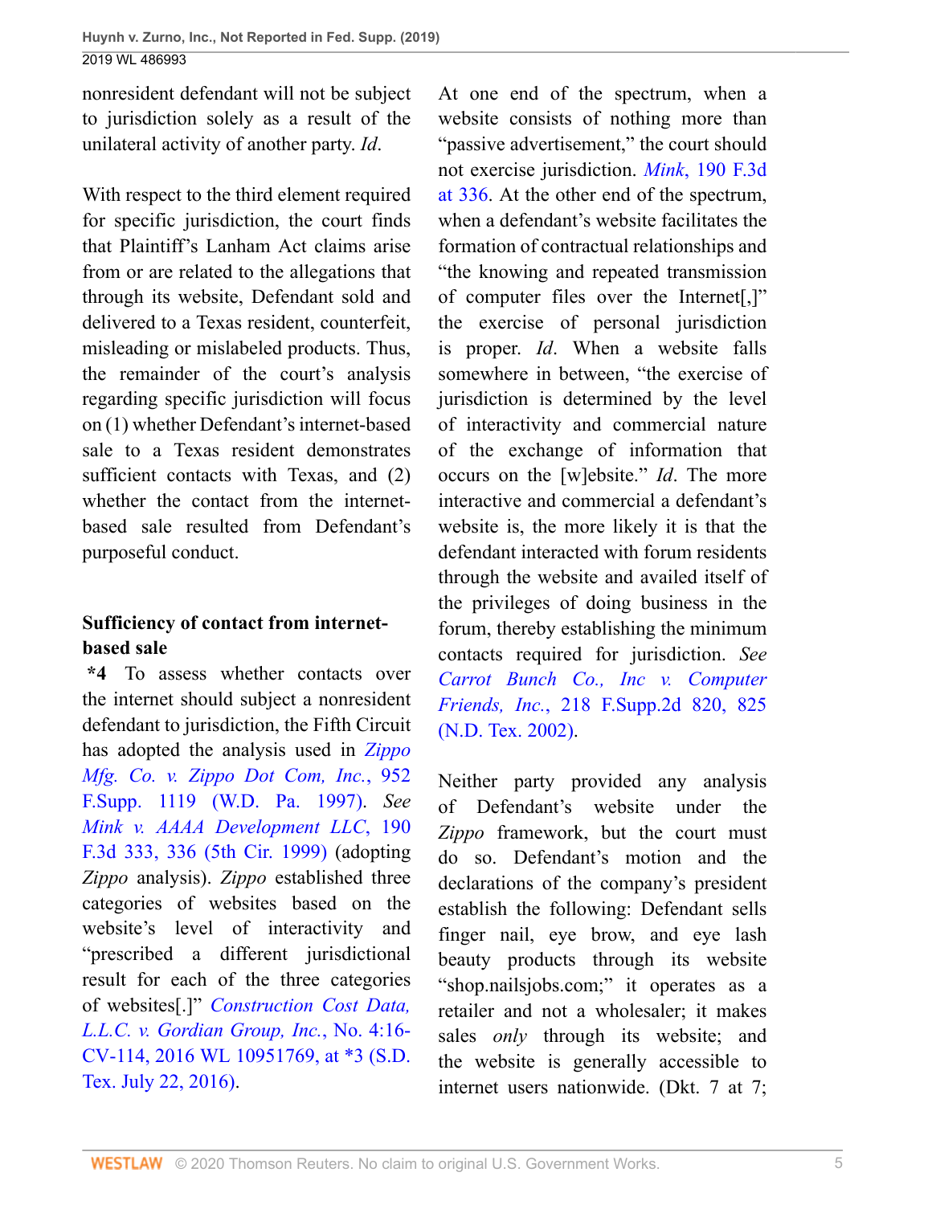nonresident defendant will not be subject to jurisdiction solely as a result of the unilateral activity of another party. *Id*.

With respect to the third element required for specific jurisdiction, the court finds that Plaintiff's Lanham Act claims arise from or are related to the allegations that through its website, Defendant sold and delivered to a Texas resident, counterfeit, misleading or mislabeled products. Thus, the remainder of the court's analysis regarding specific jurisdiction will focus on (1) whether Defendant's internet-based sale to a Texas resident demonstrates sufficient contacts with Texas, and (2) whether the contact from the internet-based sale resulted from Defendant's purposeful conduct.

### Sufficiency of contact from internet-based sale

**\*4** To assess whether contacts over the internet should subject a nonresident defendant to jurisdiction, the Fifth Circuit has adopted the analysis used in *Zippo Mfg. Co. v. Zippo Dot Com, Inc.*, 952 F.Supp. 1119 (W.D. Pa. 1997). *See Mink v. AAAA Development LLC*, 190 F.3d 333, 336 (5th Cir. 1999) (adopting *Zippo* analysis). *Zippo* established three categories of websites based on the website's level of interactivity and "prescribed a different jurisdictional result for each of the three categories of websites[.]" *Construction Cost Data, L.L.C. v. Gordian Group, Inc.*, No. 4:16-CV-114, 2016 WL 10951769, at \*3 (S.D. Tex. July 22, 2016).

At one end of the spectrum, when a website consists of nothing more than "passive advertisement," the court should not exercise jurisdiction. *Mink*, 190 F.3d at 336. At the other end of the spectrum, when a defendant's website facilitates the formation of contractual relationships and "the knowing and repeated transmission of computer files over the Internet[,]" the exercise of personal jurisdiction is proper. *Id*. When a website falls somewhere in between, "the exercise of jurisdiction is determined by the level of interactivity and commercial nature of the exchange of information that occurs on the [w]ebsite." *Id*. The more interactive and commercial a defendant's website is, the more likely it is that the defendant interacted with forum residents through the website and availed itself of the privileges of doing business in the forum, thereby establishing the minimum contacts required for jurisdiction. *See Carrot Bunch Co., Inc v. Computer Friends, Inc.*, 218 F.Supp.2d 820, 825 (N.D. Tex. 2002).

Neither party provided any analysis of Defendant's website under the *Zippo* framework, but the court must do so. Defendant's motion and the declarations of the company's president establish the following: Defendant sells finger nail, eye brow, and eye lash beauty products through its website "shop.nailsjobs.com;" it operates as a retailer and not a wholesaler; it makes sales *only* through its website; and the website is generally accessible to internet users nationwide. (Dkt. 7 at 7;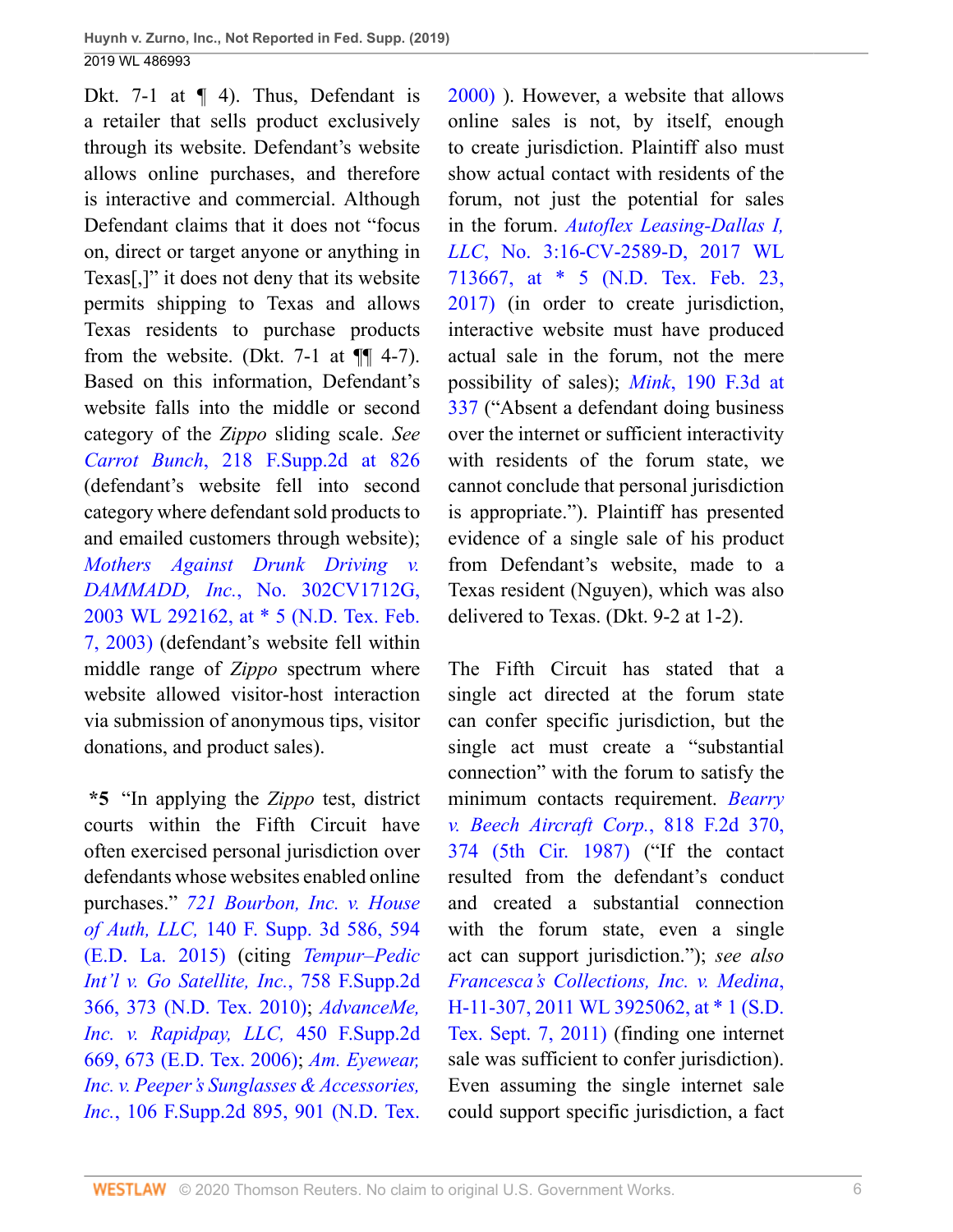Dkt. 7-1 at ¶ 4). Thus, Defendant is a retailer that sells product exclusively through its website. Defendant's website allows online purchases, and therefore is interactive and commercial. Although Defendant claims that it does not "focus on, direct or target anyone or anything in Texas[,]" it does not deny that its website permits shipping to Texas and allows Texas residents to purchase products from the website. (Dkt. 7-1 at ¶¶ 4-7). Based on this information, Defendant's website falls into the middle or second category of the *Zippo* sliding scale. *See* *Carrot Bunch*, 218 F.Supp.2d at 826 (defendant's website fell into second category where defendant sold products to and emailed customers through website); *Mothers Against Drunk Driving v. DAMMADD, Inc.*, No. 302CV1712G, 2003 WL 292162, at * 5 (N.D. Tex. Feb. 7, 2003) (defendant's website fell within middle range of *Zippo* spectrum where website allowed visitor-host interaction via submission of anonymous tips, visitor donations, and product sales).

**\*5** "In applying the *Zippo* test, district courts within the Fifth Circuit have often exercised personal jurisdiction over defendants whose websites enabled online purchases." *721 Bourbon, Inc. v. House of Auth, LLC,* 140 F. Supp. 3d 586, 594 (E.D. La. 2015) (citing *Tempur–Pedic Int'l v. Go Satellite, Inc.*, 758 F.Supp.2d 366, 373 (N.D. Tex. 2010); *AdvanceMe, Inc. v. Rapidpay, LLC,* 450 F.Supp.2d 669, 673 (E.D. Tex. 2006); *Am. Eyewear, Inc. v. Peeper's Sunglasses & Accessories, Inc.*, 106 F.Supp.2d 895, 901 (N.D. Tex. 2000) ). However, a website that allows online sales is not, by itself, enough to create jurisdiction. Plaintiff also must show actual contact with residents of the forum, not just the potential for sales in the forum. *Autoflex Leasing-Dallas I, LLC*, No. 3:16-CV-2589-D, 2017 WL 713667, at * 5 (N.D. Tex. Feb. 23, 2017) (in order to create jurisdiction, interactive website must have produced actual sale in the forum, not the mere possibility of sales); *Mink*, 190 F.3d at 337 ("Absent a defendant doing business over the internet or sufficient interactivity with residents of the forum state, we cannot conclude that personal jurisdiction is appropriate."). Plaintiff has presented evidence of a single sale of his product from Defendant's website, made to a Texas resident (Nguyen), which was also delivered to Texas. (Dkt. 9-2 at 1-2).

The Fifth Circuit has stated that a single act directed at the forum state can confer specific jurisdiction, but the single act must create a "substantial connection" with the forum to satisfy the minimum contacts requirement. *Bearry v. Beech Aircraft Corp.*, 818 F.2d 370, 374 (5th Cir. 1987) ("If the contact resulted from the defendant's conduct and created a substantial connection with the forum state, even a single act can support jurisdiction."); *see also* *Francesca's Collections, Inc. v. Medina*, H-11-307, 2011 WL 3925062, at * 1 (S.D. Tex. Sept. 7, 2011) (finding one internet sale was sufficient to confer jurisdiction). Even assuming the single internet sale could support specific jurisdiction, a fact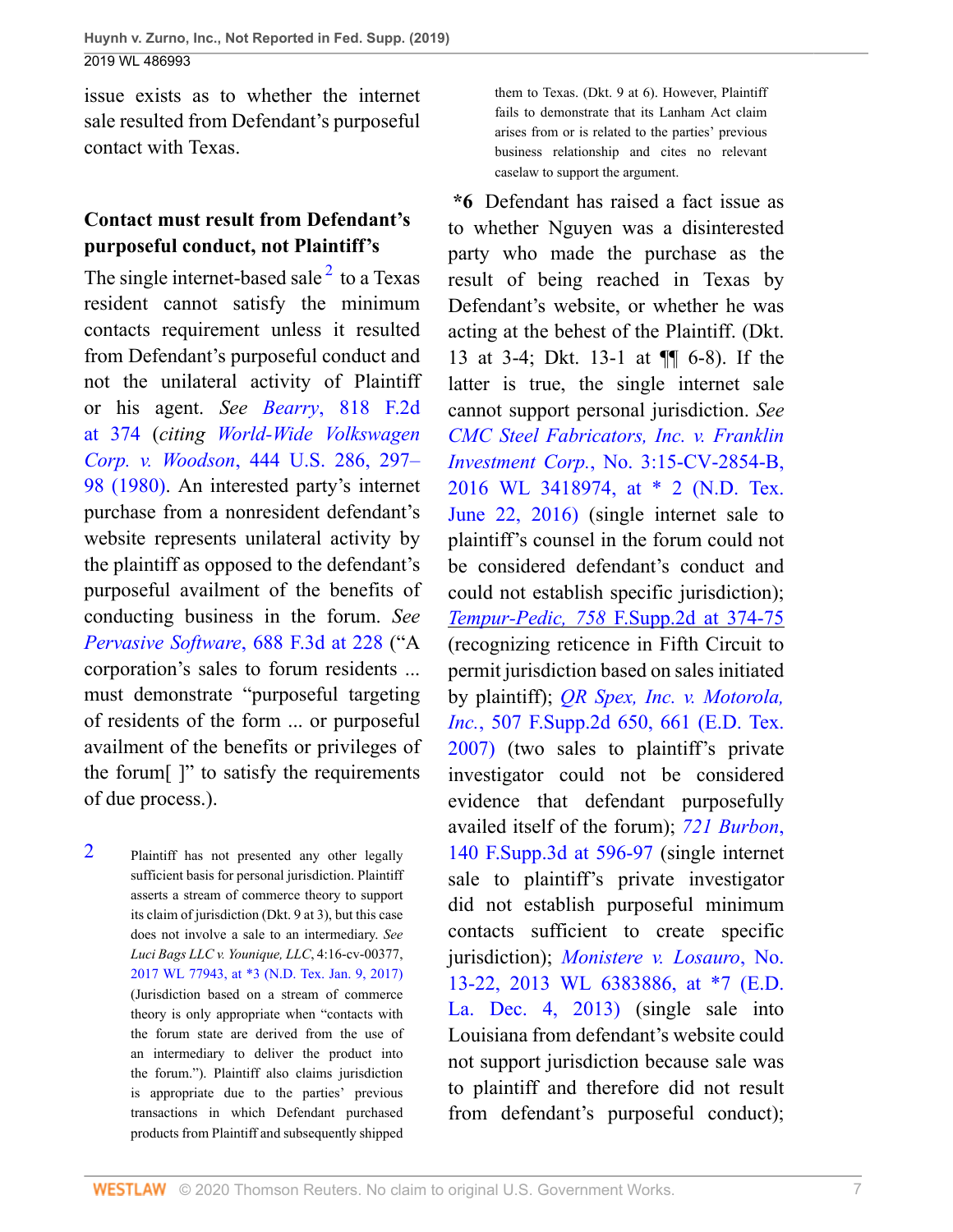issue exists as to whether the internet sale resulted from Defendant's purposeful contact with Texas.

### Contact must result from Defendant's purposeful conduct, not Plaintiff's

The single internet-based sale [2] to a Texas resident cannot satisfy the minimum contacts requirement unless it resulted from Defendant's purposeful conduct and not the unilateral activity of Plaintiff or his agent. *See Bearry*, 818 F.2d at 374 (*citing World-Wide Volkswagen Corp. v. Woodson*, 444 U.S. 286, 297–98 (1980). An interested party's internet purchase from a nonresident defendant's website represents unilateral activity by the plaintiff as opposed to the defendant's purposeful availment of the benefits of conducting business in the forum. *See Pervasive Software*, 688 F.3d at 228 ("A corporation's sales to forum residents ... must demonstrate "purposeful targeting of residents of the form ... or purposeful availment of the benefits or privileges of the forum[ ]" to satisfy the requirements of due process.).

[2] Plaintiff has not presented any other legally sufficient basis for personal jurisdiction. Plaintiff asserts a stream of commerce theory to support its claim of jurisdiction (Dkt. 9 at 3), but this case does not involve a sale to an intermediary. *See Luci Bags LLC v. Younique, LLC*, 4:16-cv-00377, 2017 WL 77943, at *3 (N.D. Tex. Jan. 9, 2017) (Jurisdiction based on a stream of commerce theory is only appropriate when "contacts with the forum state are derived from the use of an intermediary to deliver the product into the forum."). Plaintiff also claims jurisdiction is appropriate due to the parties' previous transactions in which Defendant purchased products from Plaintiff and subsequently shipped them to Texas. (Dkt. 9 at 6). However, Plaintiff fails to demonstrate that its Lanham Act claim arises from or is related to the parties' previous business relationship and cites no relevant caselaw to support the argument.

**\*6** Defendant has raised a fact issue as to whether Nguyen was a disinterested party who made the purchase as the result of being reached in Texas by Defendant's website, or whether he was acting at the behest of the Plaintiff. (Dkt. 13 at 3-4; Dkt. 13-1 at ¶¶ 6-8). If the latter is true, the single internet sale cannot support personal jurisdiction. *See CMC Steel Fabricators, Inc. v. Franklin Investment Corp.*, No. 3:15-CV-2854-B, 2016 WL 3418974, at * 2 (N.D. Tex. June 22, 2016) (single internet sale to plaintiff's counsel in the forum could not be considered defendant's conduct and could not establish specific jurisdiction); *Tempur-Pedic, 758* F.Supp.2d at 374-75 (recognizing reticence in Fifth Circuit to permit jurisdiction based on sales initiated by plaintiff); *QR Spex, Inc. v. Motorola, Inc.*, 507 F.Supp.2d 650, 661 (E.D. Tex. 2007) (two sales to plaintiff's private investigator could not be considered evidence that defendant purposefully availed itself of the forum); *721 Burbon*, 140 F.Supp.3d at 596-97 (single internet sale to plaintiff's private investigator did not establish purposeful minimum contacts sufficient to create specific jurisdiction); *Monistere v. Losauro*, No. 13-22, 2013 WL 6383886, at *7 (E.D. La. Dec. 4, 2013) (single sale into Louisiana from defendant's website could not support jurisdiction because sale was to plaintiff and therefore did not result from defendant's purposeful conduct);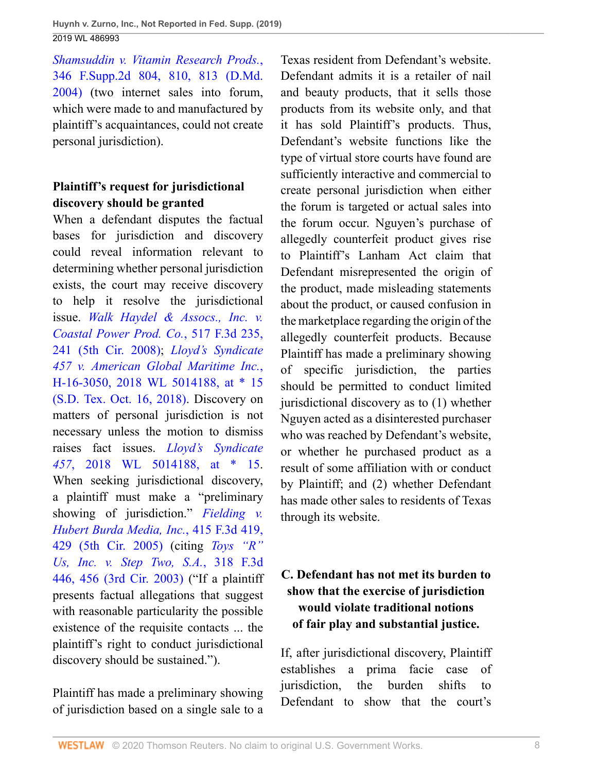*Shamsuddin v. Vitamin Research Prods.*, 346 F.Supp.2d 804, 810, 813 (D.Md. 2004) (two internet sales into forum, which were made to and manufactured by plaintiff's acquaintances, could not create personal jurisdiction).

**Plaintiff's request for jurisdictional discovery should be granted**

When a defendant disputes the factual bases for jurisdiction and discovery could reveal information relevant to determining whether personal jurisdiction exists, the court may receive discovery to help it resolve the jurisdictional issue. *Walk Haydel & Assocs., Inc. v. Coastal Power Prod. Co.*, 517 F.3d 235, 241 (5th Cir. 2008); *Lloyd's Syndicate 457 v. American Global Maritime Inc.*, H-16-3050, 2018 WL 5014188, at * 15 (S.D. Tex. Oct. 16, 2018). Discovery on matters of personal jurisdiction is not necessary unless the motion to dismiss raises fact issues. *Lloyd's Syndicate 457*, 2018 WL 5014188, at * 15. When seeking jurisdictional discovery, a plaintiff must make a "preliminary showing of jurisdiction." *Fielding v. Hubert Burda Media, Inc.*, 415 F.3d 419, 429 (5th Cir. 2005) (citing *Toys "R" Us, Inc. v. Step Two, S.A.*, 318 F.3d 446, 456 (3rd Cir. 2003) ("If a plaintiff presents factual allegations that suggest with reasonable particularity the possible existence of the requisite contacts ... the plaintiff's right to conduct jurisdictional discovery should be sustained.").

Plaintiff has made a preliminary showing of jurisdiction based on a single sale to a Texas resident from Defendant's website. Defendant admits it is a retailer of nail and beauty products, that it sells those products from its website only, and that it has sold Plaintiff's products. Thus, Defendant's website functions like the type of virtual store courts have found are sufficiently interactive and commercial to create personal jurisdiction when either the forum is targeted or actual sales into the forum occur. Nguyen's purchase of allegedly counterfeit product gives rise to Plaintiff's Lanham Act claim that Defendant misrepresented the origin of the product, made misleading statements about the product, or caused confusion in the marketplace regarding the origin of the allegedly counterfeit products. Because Plaintiff has made a preliminary showing of specific jurisdiction, the parties should be permitted to conduct limited jurisdictional discovery as to (1) whether Nguyen acted as a disinterested purchaser who was reached by Defendant's website, or whether he purchased product as a result of some affiliation with or conduct by Plaintiff; and (2) whether Defendant has made other sales to residents of Texas through its website.

### C. Defendant has not met its burden to show that the exercise of jurisdiction would violate traditional notions of fair play and substantial justice.

If, after jurisdictional discovery, Plaintiff establishes a prima facie case of jurisdiction, the burden shifts to Defendant to show that the court's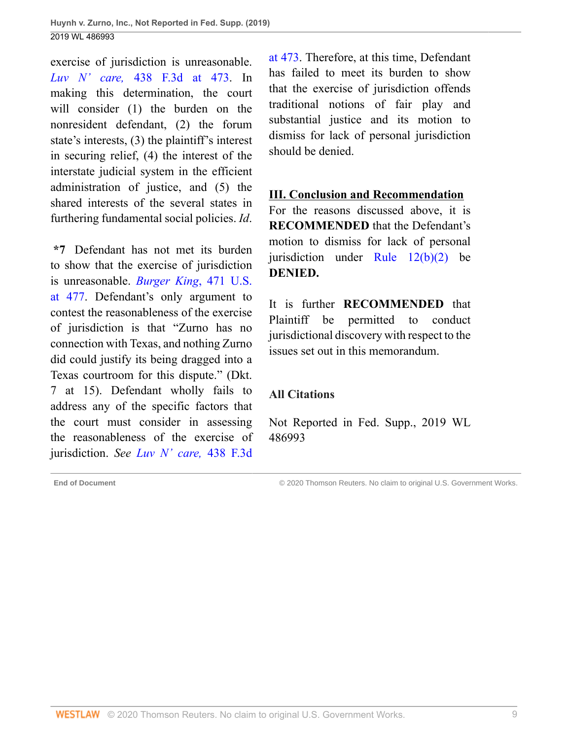exercise of jurisdiction is unreasonable. *Luv N' care,* 438 F.3d at 473. In making this determination, the court will consider (1) the burden on the nonresident defendant, (2) the forum state's interests, (3) the plaintiff's interest in securing relief, (4) the interest of the interstate judicial system in the efficient administration of justice, and (5) the shared interests of the several states in furthering fundamental social policies. *Id*.

**\*7** Defendant has not met its burden to show that the exercise of jurisdiction is unreasonable. *Burger King*, 471 U.S. at 477. Defendant's only argument to contest the reasonableness of the exercise of jurisdiction is that "Zurno has no connection with Texas, and nothing Zurno did could justify its being dragged into a Texas courtroom for this dispute." (Dkt. 7 at 15). Defendant wholly fails to address any of the specific factors that the court must consider in assessing the reasonableness of the exercise of jurisdiction. *See Luv N' care,* 438 F.3d at 473. Therefore, at this time, Defendant has failed to meet its burden to show that the exercise of jurisdiction offends traditional notions of fair play and substantial justice and its motion to dismiss for lack of personal jurisdiction should be denied.

## III. Conclusion and Recommendation

For the reasons discussed above, it is **RECOMMENDED** that the Defendant's motion to dismiss for lack of personal jurisdiction under Rule 12(b)(2) be **DENIED.**

It is further **RECOMMENDED** that Plaintiff be permitted to conduct jurisdictional discovery with respect to the issues set out in this memorandum.

## All Citations

Not Reported in Fed. Supp., 2019 WL 486993

End of Document © 2020 Thomson Reuters. No claim to original U.S. Government Works.